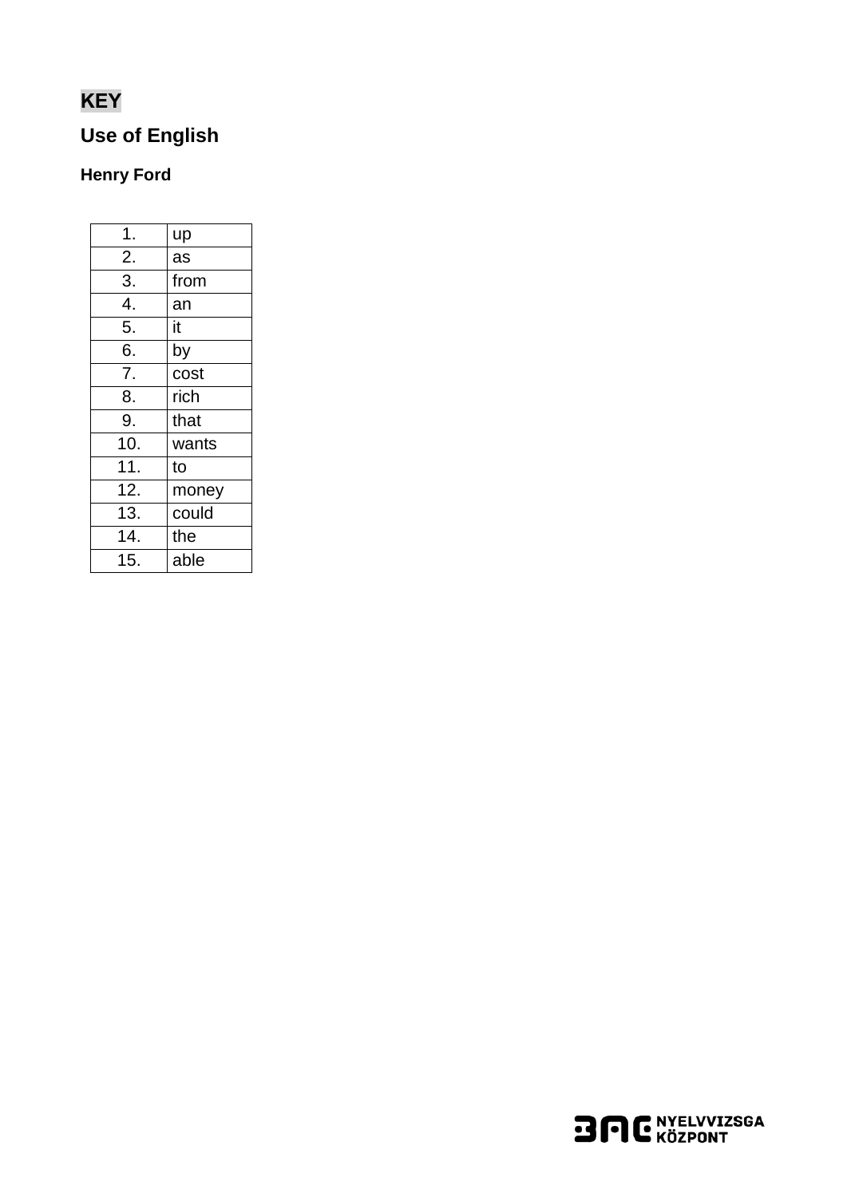**KEY**

## Use of English

### Henry Ford

| | |
|---|---|
| 1. | up |
| 2. | as |
| 3. | from |
| 4. | an |
| 5. | it |
| 6. | by |
| 7. | cost |
| 8. | rich |
| 9. | that |
| 10. | wants |
| 11. | to |
| 12. | money |
| 13. | could |
| 14. | the |
| 15. | able |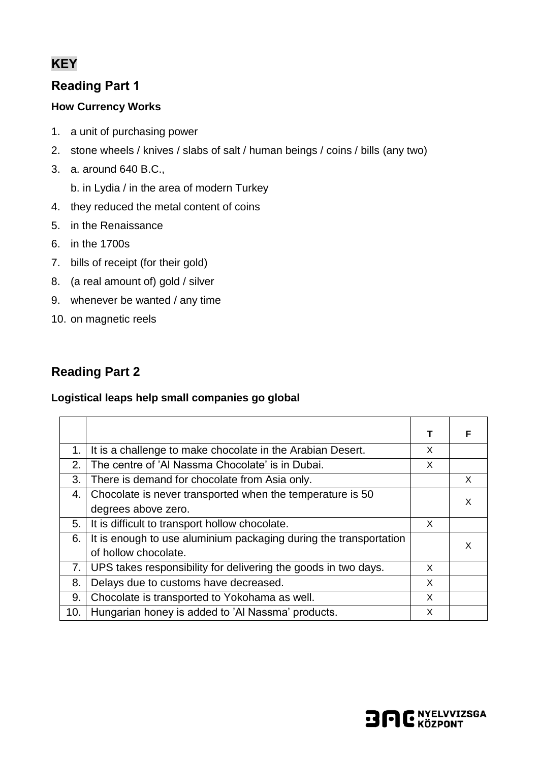**KEY**

## Reading Part 1

### How Currency Works

1. a unit of purchasing power
2. stone wheels / knives / slabs of salt / human beings / coins / bills (any two)
3. a. around 640 B.C.,
   b. in Lydia / in the area of modern Turkey
4. they reduced the metal content of coins
5. in the Renaissance
6. in the 1700s
7. bills of receipt (for their gold)
8. (a real amount of) gold / silver
9. whenever be wanted / any time
10. on magnetic reels

## Reading Part 2

### Logistical leaps help small companies go global

| | | T | F |
|---|---|---|---|
| 1. | It is a challenge to make chocolate in the Arabian Desert. | X | |
| 2. | The centre of 'Al Nassma Chocolate' is in Dubai. | X | |
| 3. | There is demand for chocolate from Asia only. | | X |
| 4. | Chocolate is never transported when the temperature is 50 degrees above zero. | | X |
| 5. | It is difficult to transport hollow chocolate. | X | |
| 6. | It is enough to use aluminium packaging during the transportation of hollow chocolate. | | X |
| 7. | UPS takes responsibility for delivering the goods in two days. | X | |
| 8. | Delays due to customs have decreased. | X | |
| 9. | Chocolate is transported to Yokohama as well. | X | |
| 10. | Hungarian honey is added to 'Al Nassma' products. | X | |